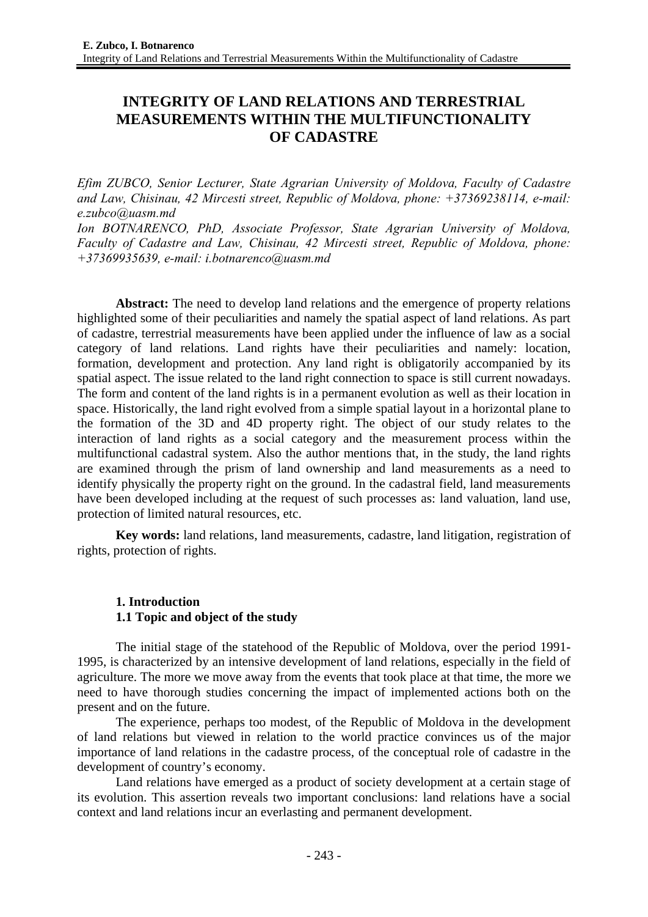# INTEGRITY OF LAND RELATIONS AND TERRESTRIAL MEASUREMENTS WITHIN THE MULTIFUNCTIONALITY OF CADASTRE

*Efim ZUBCO, Senior Lecturer, State Agrarian University of Moldova, Faculty of Cadastre and Law, Chisinau, 42 Mircesti street, Republic of Moldova, phone: +37369238114, e-mail: e.zubco@uasm.md*

*Ion BOTNARENCO, PhD, Associate Professor, State Agrarian University of Moldova, Faculty of Cadastre and Law, Chisinau, 42 Mircesti street, Republic of Moldova, phone: +37369935639, e-mail: i.botnarenco@uasm.md*

**Abstract:** The need to develop land relations and the emergence of property relations highlighted some of their peculiarities and namely the spatial aspect of land relations. As part of cadastre, terrestrial measurements have been applied under the influence of law as a social category of land relations. Land rights have their peculiarities and namely: location, formation, development and protection. Any land right is obligatorily accompanied by its spatial aspect. The issue related to the land right connection to space is still current nowadays. The form and content of the land rights is in a permanent evolution as well as their location in space. Historically, the land right evolved from a simple spatial layout in a horizontal plane to the formation of the 3D and 4D property right. The object of our study relates to the interaction of land rights as a social category and the measurement process within the multifunctional cadastral system. Also the author mentions that, in the study, the land rights are examined through the prism of land ownership and land measurements as a need to identify physically the property right on the ground. In the cadastral field, land measurements have been developed including at the request of such processes as: land valuation, land use, protection of limited natural resources, etc.

**Key words:** land relations, land measurements, cadastre, land litigation, registration of rights, protection of rights.

## 1. Introduction

### 1.1 Topic and object of the study

The initial stage of the statehood of the Republic of Moldova, over the period 1991-1995, is characterized by an intensive development of land relations, especially in the field of agriculture. The more we move away from the events that took place at that time, the more we need to have thorough studies concerning the impact of implemented actions both on the present and on the future.

The experience, perhaps too modest, of the Republic of Moldova in the development of land relations but viewed in relation to the world practice convinces us of the major importance of land relations in the cadastre process, of the conceptual role of cadastre in the development of country's economy.

Land relations have emerged as a product of society development at a certain stage of its evolution. This assertion reveals two important conclusions: land relations have a social context and land relations incur an everlasting and permanent development.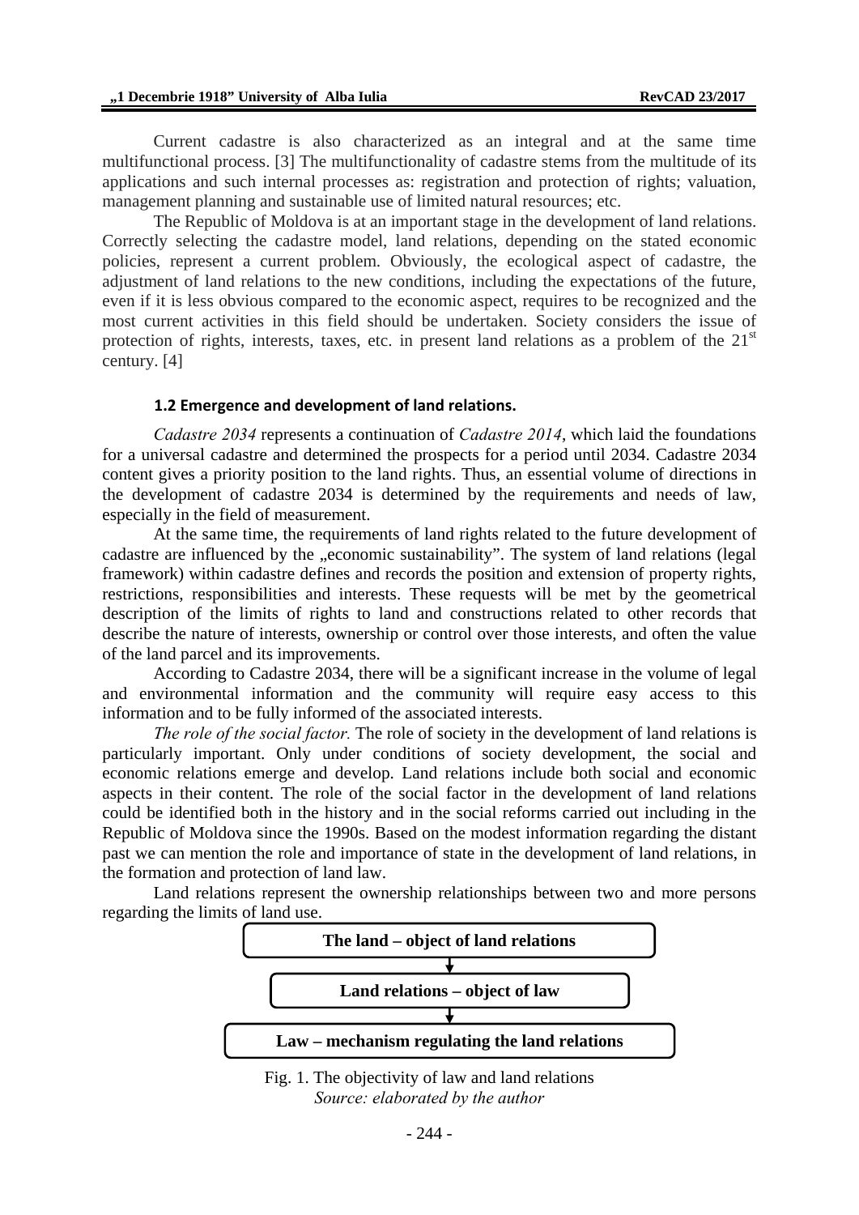Current cadastre is also characterized as an integral and at the same time multifunctional process. [3] The multifunctionality of cadastre stems from the multitude of its applications and such internal processes as: registration and protection of rights; valuation, management planning and sustainable use of limited natural resources; etc.

The Republic of Moldova is at an important stage in the development of land relations. Correctly selecting the cadastre model, land relations, depending on the stated economic policies, represent a current problem. Obviously, the ecological aspect of cadastre, the adjustment of land relations to the new conditions, including the expectations of the future, even if it is less obvious compared to the economic aspect, requires to be recognized and the most current activities in this field should be undertaken. Society considers the issue of protection of rights, interests, taxes, etc. in present land relations as a problem of the 21st century. [4]

### 1.2 Emergence and development of land relations.

*Cadastre 2034* represents a continuation of *Cadastre 2014*, which laid the foundations for a universal cadastre and determined the prospects for a period until 2034. Cadastre 2034 content gives a priority position to the land rights. Thus, an essential volume of directions in the development of cadastre 2034 is determined by the requirements and needs of law, especially in the field of measurement.

At the same time, the requirements of land rights related to the future development of cadastre are influenced by the „economic sustainability". The system of land relations (legal framework) within cadastre defines and records the position and extension of property rights, restrictions, responsibilities and interests. These requests will be met by the geometrical description of the limits of rights to land and constructions related to other records that describe the nature of interests, ownership or control over those interests, and often the value of the land parcel and its improvements.

According to Cadastre 2034, there will be a significant increase in the volume of legal and environmental information and the community will require easy access to this information and to be fully informed of the associated interests.

*The role of the social factor.* The role of society in the development of land relations is particularly important. Only under conditions of society development, the social and economic relations emerge and develop. Land relations include both social and economic aspects in their content. The role of the social factor in the development of land relations could be identified both in the history and in the social reforms carried out including in the Republic of Moldova since the 1990s. Based on the modest information regarding the distant past we can mention the role and importance of state in the development of land relations, in the formation and protection of land law.

Land relations represent the ownership relationships between two and more persons regarding the limits of land use.

**The land – object of land relations**

↓

**Land relations – object of law**

↓

**Law – mechanism regulating the land relations**

Fig. 1. The objectivity of law and land relations
*Source: elaborated by the author*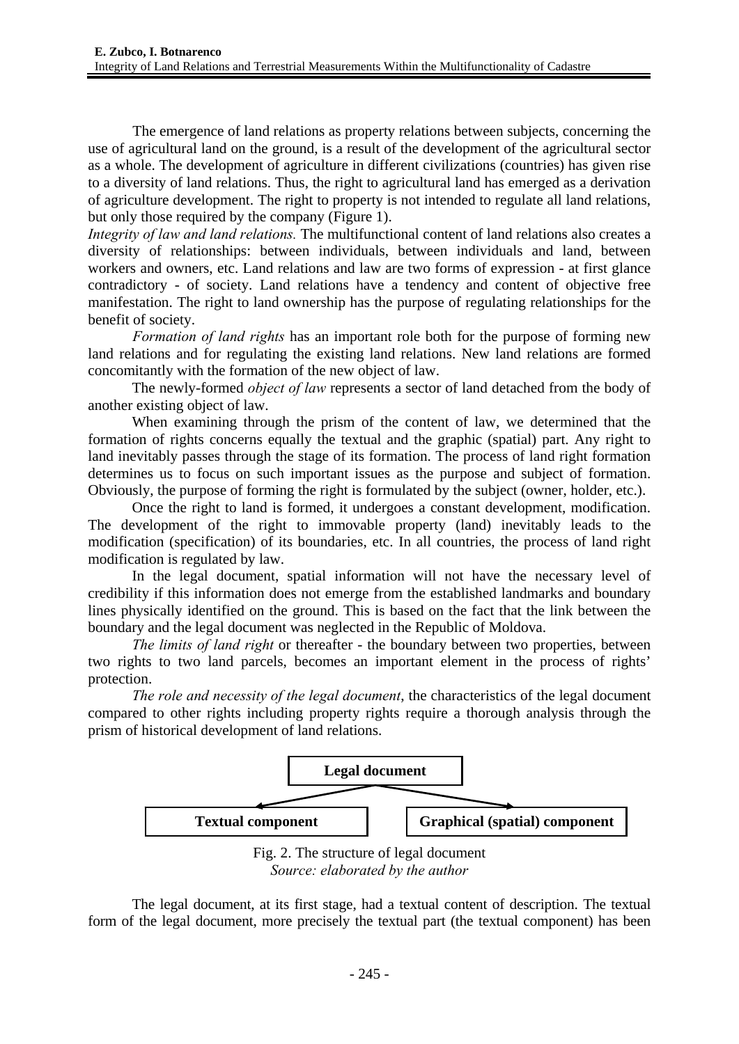The emergence of land relations as property relations between subjects, concerning the use of agricultural land on the ground, is a result of the development of the agricultural sector as a whole. The development of agriculture in different civilizations (countries) has given rise to a diversity of land relations. Thus, the right to agricultural land has emerged as a derivation of agriculture development. The right to property is not intended to regulate all land relations, but only those required by the company (Figure 1).

*Integrity of law and land relations.* The multifunctional content of land relations also creates a diversity of relationships: between individuals, between individuals and land, between workers and owners, etc. Land relations and law are two forms of expression - at first glance contradictory - of society. Land relations have a tendency and content of objective free manifestation. The right to land ownership has the purpose of regulating relationships for the benefit of society.

*Formation of land rights* has an important role both for the purpose of forming new land relations and for regulating the existing land relations. New land relations are formed concomitantly with the formation of the new object of law.

The newly-formed *object of law* represents a sector of land detached from the body of another existing object of law.

When examining through the prism of the content of law, we determined that the formation of rights concerns equally the textual and the graphic (spatial) part. Any right to land inevitably passes through the stage of its formation. The process of land right formation determines us to focus on such important issues as the purpose and subject of formation. Obviously, the purpose of forming the right is formulated by the subject (owner, holder, etc.).

Once the right to land is formed, it undergoes a constant development, modification. The development of the right to immovable property (land) inevitably leads to the modification (specification) of its boundaries, etc. In all countries, the process of land right modification is regulated by law.

In the legal document, spatial information will not have the necessary level of credibility if this information does not emerge from the established landmarks and boundary lines physically identified on the ground. This is based on the fact that the link between the boundary and the legal document was neglected in the Republic of Moldova.

*The limits of land right* or thereafter - the boundary between two properties, between two rights to two land parcels, becomes an important element in the process of rights' protection.

*The role and necessity of the legal document*, the characteristics of the legal document compared to other rights including property rights require a thorough analysis through the prism of historical development of land relations.

**Legal document**

**Textual component** | **Graphical (spatial) component**

Fig. 2. The structure of legal document
*Source: elaborated by the author*

The legal document, at its first stage, had a textual content of description. The textual form of the legal document, more precisely the textual part (the textual component) has been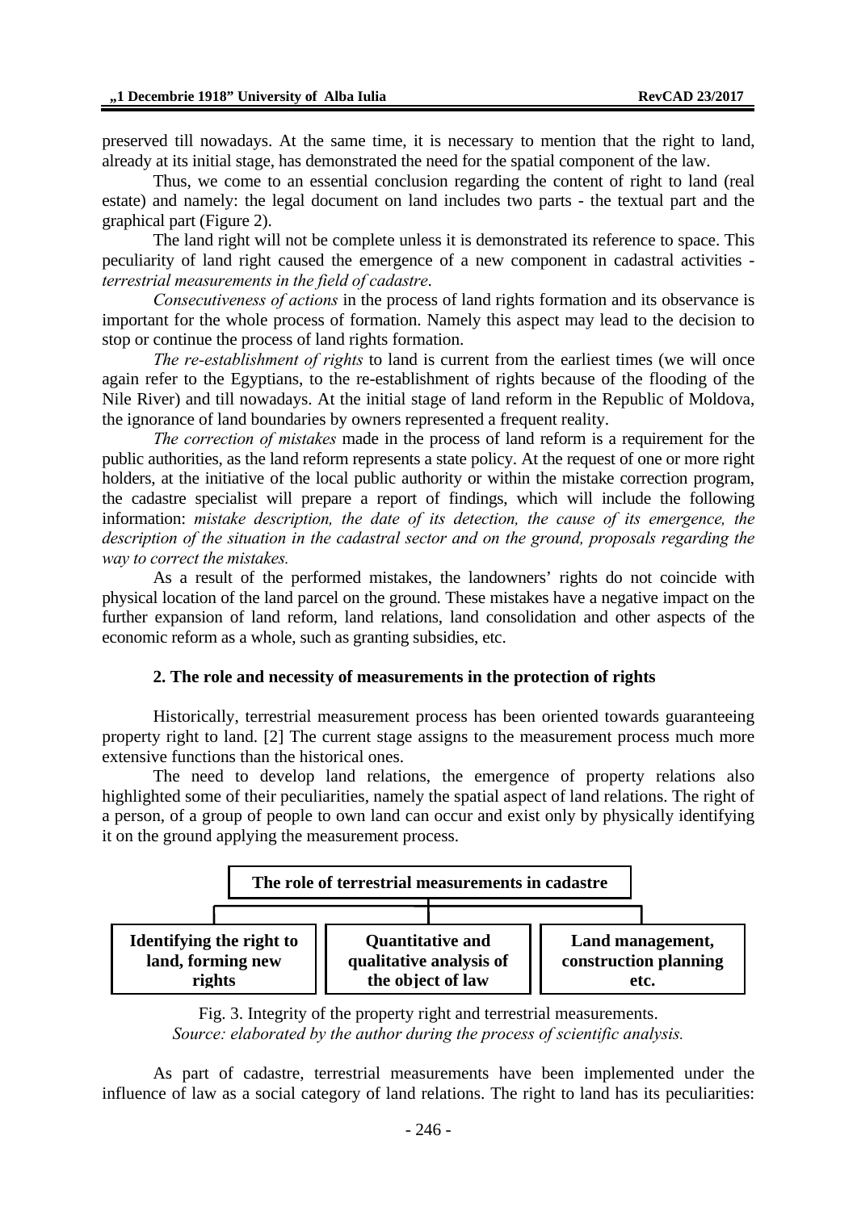preserved till nowadays. At the same time, it is necessary to mention that the right to land, already at its initial stage, has demonstrated the need for the spatial component of the law.

Thus, we come to an essential conclusion regarding the content of right to land (real estate) and namely: the legal document on land includes two parts - the textual part and the graphical part (Figure 2).

The land right will not be complete unless it is demonstrated its reference to space. This peculiarity of land right caused the emergence of a new component in cadastral activities - *terrestrial measurements in the field of cadastre*.

*Consecutiveness of actions* in the process of land rights formation and its observance is important for the whole process of formation. Namely this aspect may lead to the decision to stop or continue the process of land rights formation.

*The re-establishment of rights* to land is current from the earliest times (we will once again refer to the Egyptians, to the re-establishment of rights because of the flooding of the Nile River) and till nowadays. At the initial stage of land reform in the Republic of Moldova, the ignorance of land boundaries by owners represented a frequent reality.

*The correction of mistakes* made in the process of land reform is a requirement for the public authorities, as the land reform represents a state policy. At the request of one or more right holders, at the initiative of the local public authority or within the mistake correction program, the cadastre specialist will prepare a report of findings, which will include the following information: *mistake description, the date of its detection, the cause of its emergence, the description of the situation in the cadastral sector and on the ground, proposals regarding the way to correct the mistakes.*

As a result of the performed mistakes, the landowners' rights do not coincide with physical location of the land parcel on the ground. These mistakes have a negative impact on the further expansion of land reform, land relations, land consolidation and other aspects of the economic reform as a whole, such as granting subsidies, etc.

## 2. The role and necessity of measurements in the protection of rights

Historically, terrestrial measurement process has been oriented towards guaranteeing property right to land. [2] The current stage assigns to the measurement process much more extensive functions than the historical ones.

The need to develop land relations, the emergence of property relations also highlighted some of their peculiarities, namely the spatial aspect of land relations. The right of a person, of a group of people to own land can occur and exist only by physically identifying it on the ground applying the measurement process.

**The role of terrestrial measurements in cadastre**

- **Identifying the right to land, forming new rights**
- **Quantitative and qualitative analysis of the object of law**
- **Land management, construction planning etc.**

Fig. 3. Integrity of the property right and terrestrial measurements.
*Source: elaborated by the author during the process of scientific analysis.*

As part of cadastre, terrestrial measurements have been implemented under the influence of law as a social category of land relations. The right to land has its peculiarities: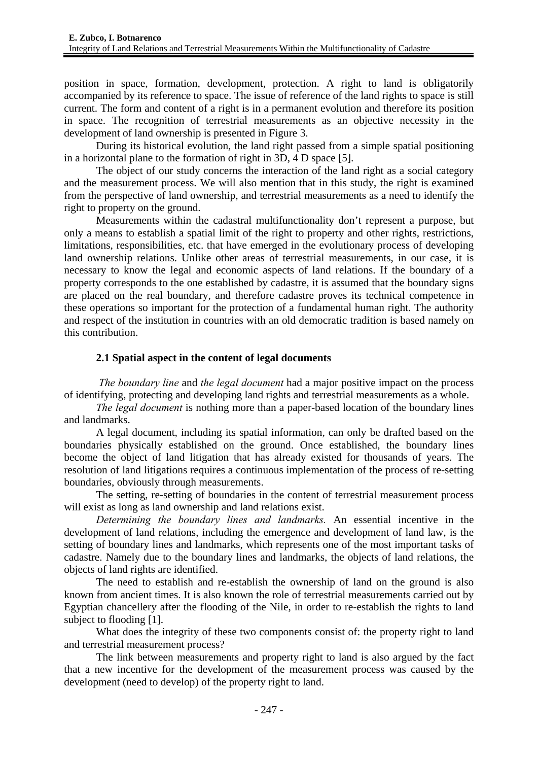position in space, formation, development, protection. A right to land is obligatorily accompanied by its reference to space. The issue of reference of the land rights to space is still current. The form and content of a right is in a permanent evolution and therefore its position in space. The recognition of terrestrial measurements as an objective necessity in the development of land ownership is presented in Figure 3.

During its historical evolution, the land right passed from a simple spatial positioning in a horizontal plane to the formation of right in 3D, 4 D space [5].

The object of our study concerns the interaction of the land right as a social category and the measurement process. We will also mention that in this study, the right is examined from the perspective of land ownership, and terrestrial measurements as a need to identify the right to property on the ground.

Measurements within the cadastral multifunctionality don't represent a purpose, but only a means to establish a spatial limit of the right to property and other rights, restrictions, limitations, responsibilities, etc. that have emerged in the evolutionary process of developing land ownership relations. Unlike other areas of terrestrial measurements, in our case, it is necessary to know the legal and economic aspects of land relations. If the boundary of a property corresponds to the one established by cadastre, it is assumed that the boundary signs are placed on the real boundary, and therefore cadastre proves its technical competence in these operations so important for the protection of a fundamental human right. The authority and respect of the institution in countries with an old democratic tradition is based namely on this contribution.

### 2.1 Spatial aspect in the content of legal documents

*The boundary line* and *the legal document* had a major positive impact on the process of identifying, protecting and developing land rights and terrestrial measurements as a whole.

*The legal document* is nothing more than a paper-based location of the boundary lines and landmarks.

A legal document, including its spatial information, can only be drafted based on the boundaries physically established on the ground. Once established, the boundary lines become the object of land litigation that has already existed for thousands of years. The resolution of land litigations requires a continuous implementation of the process of re-setting boundaries, obviously through measurements.

The setting, re-setting of boundaries in the content of terrestrial measurement process will exist as long as land ownership and land relations exist.

*Determining the boundary lines and landmarks.* An essential incentive in the development of land relations, including the emergence and development of land law, is the setting of boundary lines and landmarks, which represents one of the most important tasks of cadastre. Namely due to the boundary lines and landmarks, the objects of land relations, the objects of land rights are identified.

The need to establish and re-establish the ownership of land on the ground is also known from ancient times. It is also known the role of terrestrial measurements carried out by Egyptian chancellery after the flooding of the Nile, in order to re-establish the rights to land subject to flooding [1].

What does the integrity of these two components consist of: the property right to land and terrestrial measurement process?

The link between measurements and property right to land is also argued by the fact that a new incentive for the development of the measurement process was caused by the development (need to develop) of the property right to land.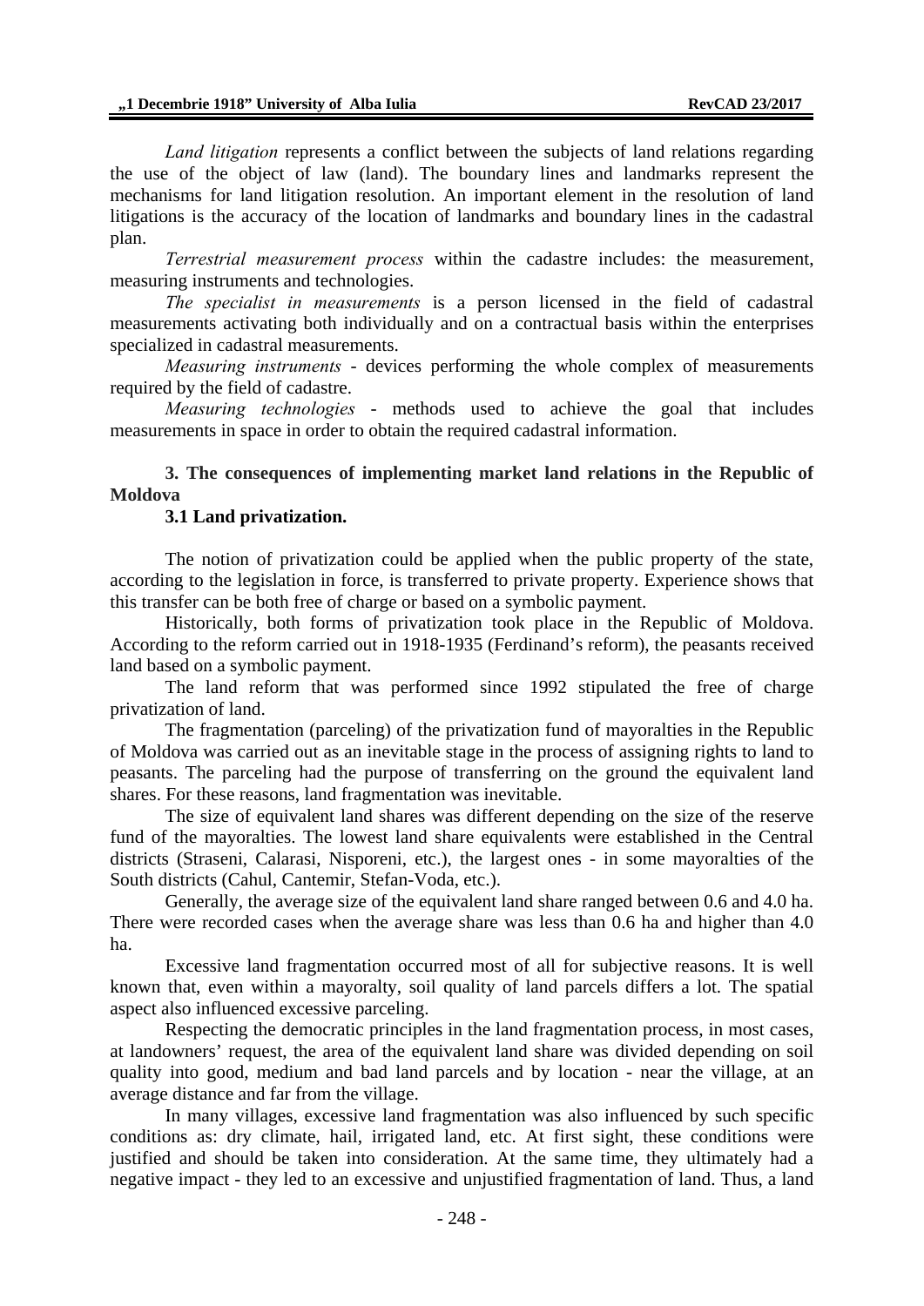*Land litigation* represents a conflict between the subjects of land relations regarding the use of the object of law (land). The boundary lines and landmarks represent the mechanisms for land litigation resolution. An important element in the resolution of land litigations is the accuracy of the location of landmarks and boundary lines in the cadastral plan.

*Terrestrial measurement process* within the cadastre includes: the measurement, measuring instruments and technologies.

*The specialist in measurements* is a person licensed in the field of cadastral measurements activating both individually and on a contractual basis within the enterprises specialized in cadastral measurements.

*Measuring instruments* - devices performing the whole complex of measurements required by the field of cadastre.

*Measuring technologies* - methods used to achieve the goal that includes measurements in space in order to obtain the required cadastral information.

## 3. The consequences of implementing market land relations in the Republic of Moldova

### 3.1 Land privatization.

The notion of privatization could be applied when the public property of the state, according to the legislation in force, is transferred to private property. Experience shows that this transfer can be both free of charge or based on a symbolic payment.

Historically, both forms of privatization took place in the Republic of Moldova. According to the reform carried out in 1918-1935 (Ferdinand's reform), the peasants received land based on a symbolic payment.

The land reform that was performed since 1992 stipulated the free of charge privatization of land.

The fragmentation (parceling) of the privatization fund of mayoralties in the Republic of Moldova was carried out as an inevitable stage in the process of assigning rights to land to peasants. The parceling had the purpose of transferring on the ground the equivalent land shares. For these reasons, land fragmentation was inevitable.

The size of equivalent land shares was different depending on the size of the reserve fund of the mayoralties. The lowest land share equivalents were established in the Central districts (Straseni, Calarasi, Nisporeni, etc.), the largest ones - in some mayoralties of the South districts (Cahul, Cantemir, Stefan-Voda, etc.).

Generally, the average size of the equivalent land share ranged between 0.6 and 4.0 ha. There were recorded cases when the average share was less than 0.6 ha and higher than 4.0 ha.

Excessive land fragmentation occurred most of all for subjective reasons. It is well known that, even within a mayoralty, soil quality of land parcels differs a lot. The spatial aspect also influenced excessive parceling.

Respecting the democratic principles in the land fragmentation process, in most cases, at landowners' request, the area of the equivalent land share was divided depending on soil quality into good, medium and bad land parcels and by location - near the village, at an average distance and far from the village.

In many villages, excessive land fragmentation was also influenced by such specific conditions as: dry climate, hail, irrigated land, etc. At first sight, these conditions were justified and should be taken into consideration. At the same time, they ultimately had a negative impact - they led to an excessive and unjustified fragmentation of land. Thus, a land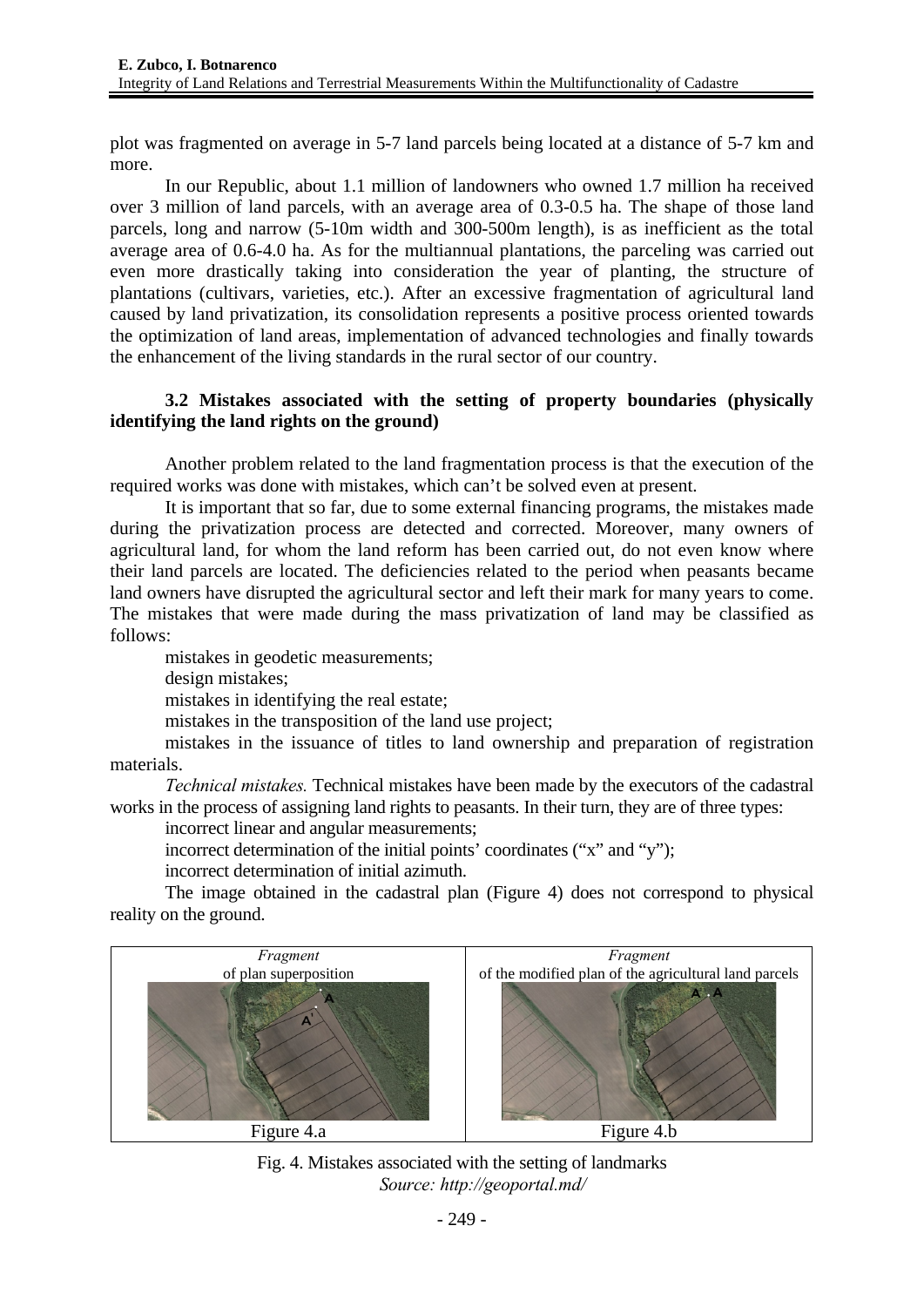plot was fragmented on average in 5-7 land parcels being located at a distance of 5-7 km and more.

In our Republic, about 1.1 million of landowners who owned 1.7 million ha received over 3 million of land parcels, with an average area of 0.3-0.5 ha. The shape of those land parcels, long and narrow (5-10m width and 300-500m length), is as inefficient as the total average area of 0.6-4.0 ha. As for the multiannual plantations, the parceling was carried out even more drastically taking into consideration the year of planting, the structure of plantations (cultivars, varieties, etc.). After an excessive fragmentation of agricultural land caused by land privatization, its consolidation represents a positive process oriented towards the optimization of land areas, implementation of advanced technologies and finally towards the enhancement of the living standards in the rural sector of our country.

### 3.2 Mistakes associated with the setting of property boundaries (physically identifying the land rights on the ground)

Another problem related to the land fragmentation process is that the execution of the required works was done with mistakes, which can't be solved even at present.

It is important that so far, due to some external financing programs, the mistakes made during the privatization process are detected and corrected. Moreover, many owners of agricultural land, for whom the land reform has been carried out, do not even know where their land parcels are located. The deficiencies related to the period when peasants became land owners have disrupted the agricultural sector and left their mark for many years to come. The mistakes that were made during the mass privatization of land may be classified as follows:

- mistakes in geodetic measurements;
- design mistakes;
- mistakes in identifying the real estate;
- mistakes in the transposition of the land use project;
- mistakes in the issuance of titles to land ownership and preparation of registration materials.

*Technical mistakes.* Technical mistakes have been made by the executors of the cadastral works in the process of assigning land rights to peasants. In their turn, they are of three types:

- incorrect linear and angular measurements;
- incorrect determination of the initial points' coordinates ("x" and "y");
- incorrect determination of initial azimuth.

The image obtained in the cadastral plan (Figure 4) does not correspond to physical reality on the ground.

| *Fragment* of plan superposition | *Fragment* of the modified plan of the agricultural land parcels |
|---|---|
| Figure 4.a | Figure 4.b |

Fig. 4. Mistakes associated with the setting of landmarks
*Source: http://geoportal.md/*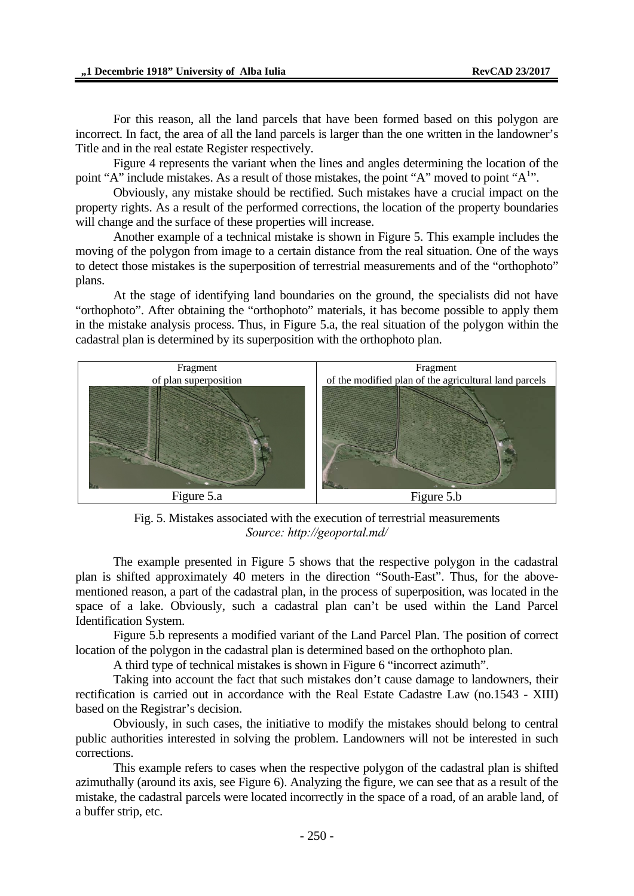For this reason, all the land parcels that have been formed based on this polygon are incorrect. In fact, the area of all the land parcels is larger than the one written in the landowner's Title and in the real estate Register respectively.

Figure 4 represents the variant when the lines and angles determining the location of the point "A" include mistakes. As a result of those mistakes, the point "A" moved to point "A[1]".

Obviously, any mistake should be rectified. Such mistakes have a crucial impact on the property rights. As a result of the performed corrections, the location of the property boundaries will change and the surface of these properties will increase.

Another example of a technical mistake is shown in Figure 5. This example includes the moving of the polygon from image to a certain distance from the real situation. One of the ways to detect those mistakes is the superposition of terrestrial measurements and of the "orthophoto" plans.

At the stage of identifying land boundaries on the ground, the specialists did not have "orthophoto". After obtaining the "orthophoto" materials, it has become possible to apply them in the mistake analysis process. Thus, in Figure 5.a, the real situation of the polygon within the cadastral plan is determined by its superposition with the orthophoto plan.

Fragment of plan superposition

Figure 5.a

Fragment of the modified plan of the agricultural land parcels

Figure 5.b

Fig. 5. Mistakes associated with the execution of terrestrial measurements
*Source: http://geoportal.md/*

The example presented in Figure 5 shows that the respective polygon in the cadastral plan is shifted approximately 40 meters in the direction "South-East". Thus, for the above-mentioned reason, a part of the cadastral plan, in the process of superposition, was located in the space of a lake. Obviously, such a cadastral plan can't be used within the Land Parcel Identification System.

Figure 5.b represents a modified variant of the Land Parcel Plan. The position of correct location of the polygon in the cadastral plan is determined based on the orthophoto plan.

A third type of technical mistakes is shown in Figure 6 "incorrect azimuth".

Taking into account the fact that such mistakes don't cause damage to landowners, their rectification is carried out in accordance with the Real Estate Cadastre Law (no.1543 - XIII) based on the Registrar's decision.

Obviously, in such cases, the initiative to modify the mistakes should belong to central public authorities interested in solving the problem. Landowners will not be interested in such corrections.

This example refers to cases when the respective polygon of the cadastral plan is shifted azimuthally (around its axis, see Figure 6). Analyzing the figure, we can see that as a result of the mistake, the cadastral parcels were located incorrectly in the space of a road, of an arable land, of a buffer strip, etc.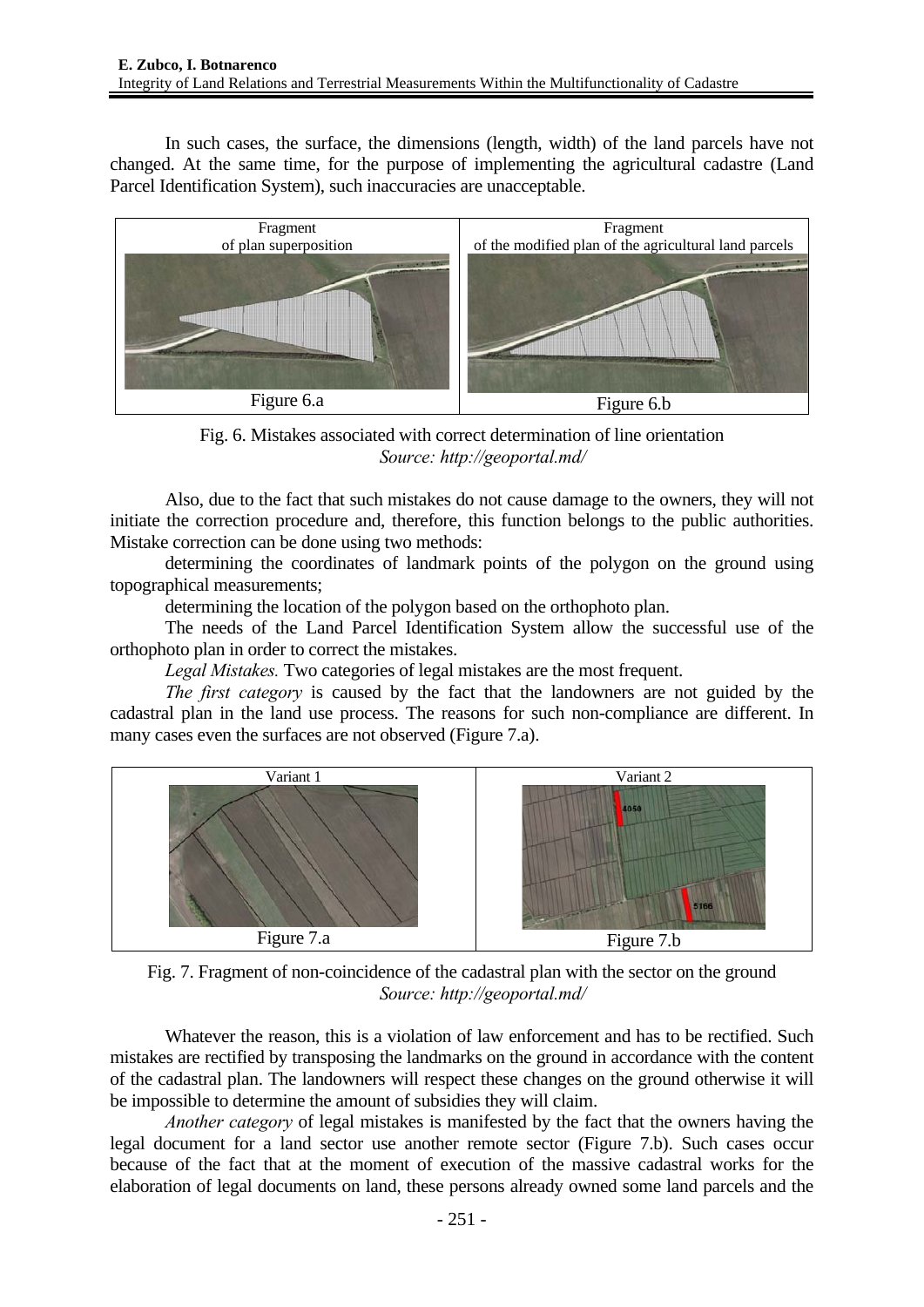In such cases, the surface, the dimensions (length, width) of the land parcels have not changed. At the same time, for the purpose of implementing the agricultural cadastre (Land Parcel Identification System), such inaccuracies are unacceptable.

| Fragment of plan superposition | Fragment of the modified plan of the agricultural land parcels |
|---|---|
| Figure 6.a | Figure 6.b |

Fig. 6. Mistakes associated with correct determination of line orientation
*Source: http://geoportal.md/*

Also, due to the fact that such mistakes do not cause damage to the owners, they will not initiate the correction procedure and, therefore, this function belongs to the public authorities. Mistake correction can be done using two methods:

determining the coordinates of landmark points of the polygon on the ground using topographical measurements;

determining the location of the polygon based on the orthophoto plan.

The needs of the Land Parcel Identification System allow the successful use of the orthophoto plan in order to correct the mistakes.

*Legal Mistakes.* Two categories of legal mistakes are the most frequent.

*The first category* is caused by the fact that the landowners are not guided by the cadastral plan in the land use process. The reasons for such non-compliance are different. In many cases even the surfaces are not observed (Figure 7.a).

| Variant 1 | Variant 2 |
|---|---|
| Figure 7.a | Figure 7.b |

Fig. 7. Fragment of non-coincidence of the cadastral plan with the sector on the ground
*Source: http://geoportal.md/*

Whatever the reason, this is a violation of law enforcement and has to be rectified. Such mistakes are rectified by transposing the landmarks on the ground in accordance with the content of the cadastral plan. The landowners will respect these changes on the ground otherwise it will be impossible to determine the amount of subsidies they will claim.

*Another category* of legal mistakes is manifested by the fact that the owners having the legal document for a land sector use another remote sector (Figure 7.b). Such cases occur because of the fact that at the moment of execution of the massive cadastral works for the elaboration of legal documents on land, these persons already owned some land parcels and the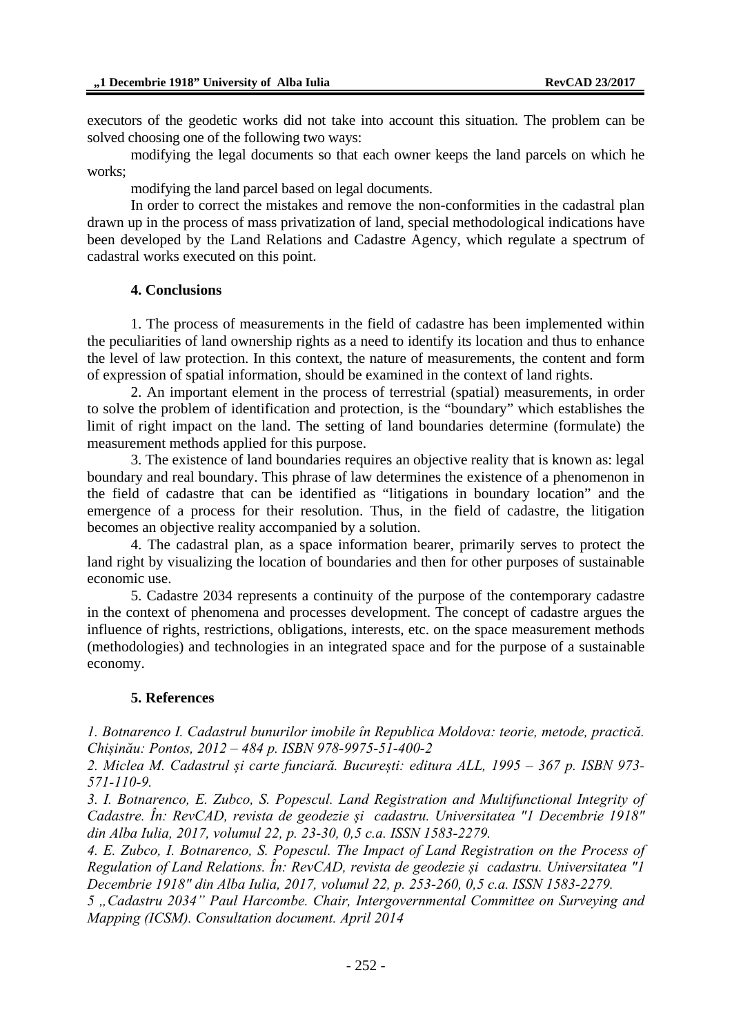executors of the geodetic works did not take into account this situation. The problem can be solved choosing one of the following two ways:

modifying the legal documents so that each owner keeps the land parcels on which he works;

modifying the land parcel based on legal documents.

In order to correct the mistakes and remove the non-conformities in the cadastral plan drawn up in the process of mass privatization of land, special methodological indications have been developed by the Land Relations and Cadastre Agency, which regulate a spectrum of cadastral works executed on this point.

## 4. Conclusions

1. The process of measurements in the field of cadastre has been implemented within the peculiarities of land ownership rights as a need to identify its location and thus to enhance the level of law protection. In this context, the nature of measurements, the content and form of expression of spatial information, should be examined in the context of land rights.

2. An important element in the process of terrestrial (spatial) measurements, in order to solve the problem of identification and protection, is the "boundary" which establishes the limit of right impact on the land. The setting of land boundaries determine (formulate) the measurement methods applied for this purpose.

3. The existence of land boundaries requires an objective reality that is known as: legal boundary and real boundary. This phrase of law determines the existence of a phenomenon in the field of cadastre that can be identified as "litigations in boundary location" and the emergence of a process for their resolution. Thus, in the field of cadastre, the litigation becomes an objective reality accompanied by a solution.

4. The cadastral plan, as a space information bearer, primarily serves to protect the land right by visualizing the location of boundaries and then for other purposes of sustainable economic use.

5. Cadastre 2034 represents a continuity of the purpose of the contemporary cadastre in the context of phenomena and processes development. The concept of cadastre argues the influence of rights, restrictions, obligations, interests, etc. on the space measurement methods (methodologies) and technologies in an integrated space and for the purpose of a sustainable economy.

## 5. References

*1. Botnarenco I. Cadastrul bunurilor imobile în Republica Moldova: teorie, metode, practică. Chișinău: Pontos, 2012 – 484 p. ISBN 978-9975-51-400-2*

*2. Miclea M. Cadastrul și carte funciară. București: editura ALL, 1995 – 367 p. ISBN 973-571-110-9.*

*3. I. Botnarenco, E. Zubco, S. Popescul. Land Registration and Multifunctional Integrity of Cadastre. În: RevCAD, revista de geodezie și cadastru. Universitatea "1 Decembrie 1918" din Alba Iulia, 2017, volumul 22, p. 23-30, 0,5 c.a. ISSN 1583-2279.*

*4. E. Zubco, I. Botnarenco, S. Popescul. The Impact of Land Registration on the Process of Regulation of Land Relations. În: RevCAD, revista de geodezie și cadastru. Universitatea "1 Decembrie 1918" din Alba Iulia, 2017, volumul 22, p. 253-260, 0,5 c.a. ISSN 1583-2279.*

*5 „Cadastru 2034" Paul Harcombe. Chair, Intergovernmental Committee on Surveying and Mapping (ICSM). Consultation document. April 2014*